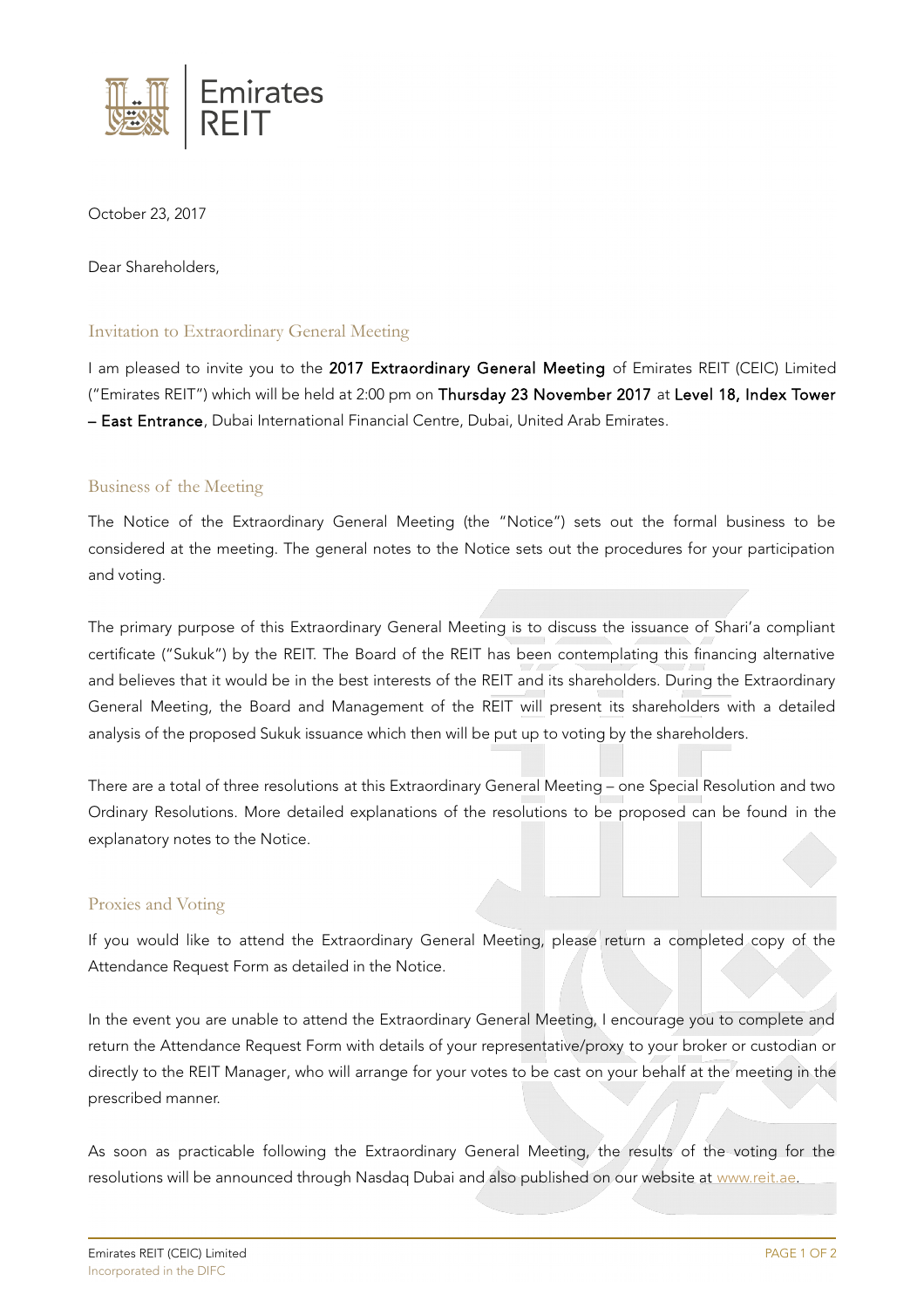Emirates REIT

October 23, 2017

Dear Shareholders,

## Invitation to Extraordinary General Meeting

I am pleased to invite you to the **2017 Extraordinary General Meeting** of Emirates REIT (CEIC) Limited ("Emirates REIT") which will be held at 2:00 pm on **Thursday 23 November 2017** at **Level 18, Index Tower – East Entrance**, Dubai International Financial Centre, Dubai, United Arab Emirates.

## Business of the Meeting

The Notice of the Extraordinary General Meeting (the "Notice") sets out the formal business to be considered at the meeting. The general notes to the Notice sets out the procedures for your participation and voting.

The primary purpose of this Extraordinary General Meeting is to discuss the issuance of Shari'a compliant certificate ("Sukuk") by the REIT. The Board of the REIT has been contemplating this financing alternative and believes that it would be in the best interests of the REIT and its shareholders. During the Extraordinary General Meeting, the Board and Management of the REIT will present its shareholders with a detailed analysis of the proposed Sukuk issuance which then will be put up to voting by the shareholders.

There are a total of three resolutions at this Extraordinary General Meeting – one Special Resolution and two Ordinary Resolutions. More detailed explanations of the resolutions to be proposed can be found in the explanatory notes to the Notice.

## Proxies and Voting

If you would like to attend the Extraordinary General Meeting, please return a completed copy of the Attendance Request Form as detailed in the Notice.

In the event you are unable to attend the Extraordinary General Meeting, I encourage you to complete and return the Attendance Request Form with details of your representative/proxy to your broker or custodian or directly to the REIT Manager, who will arrange for your votes to be cast on your behalf at the meeting in the prescribed manner.

As soon as practicable following the Extraordinary General Meeting, the results of the voting for the resolutions will be announced through Nasdaq Dubai and also published on our website at www.reit.ae.

Emirates REIT (CEIC) Limited
Incorporated in the DIFC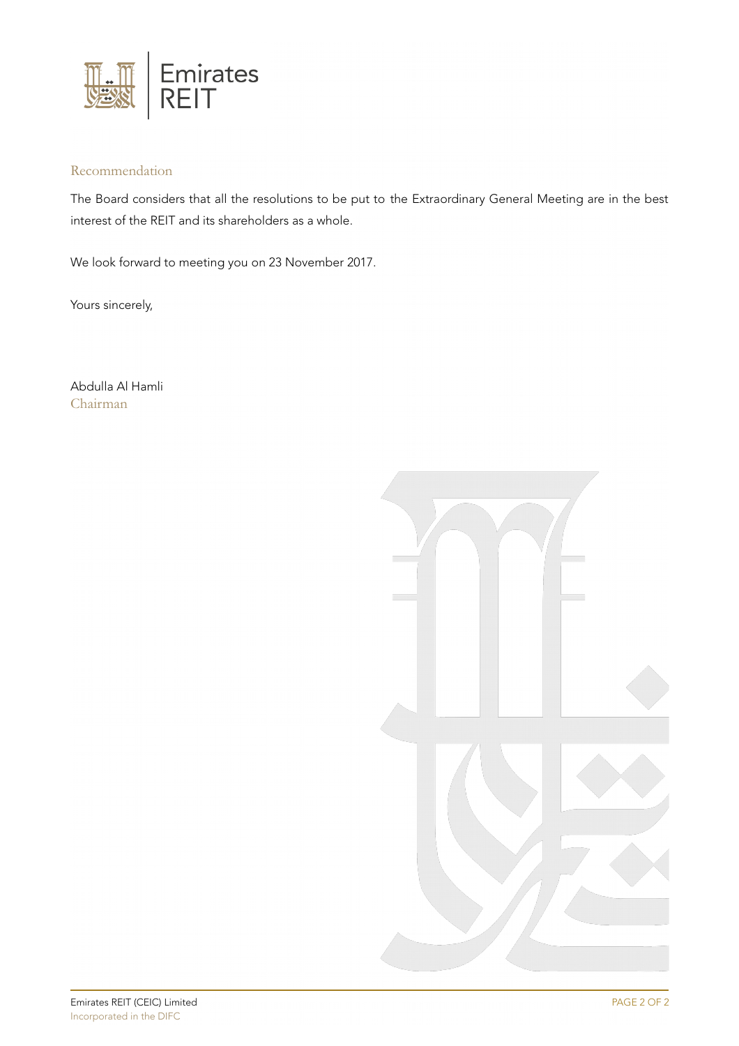## Recommendation

The Board considers that all the resolutions to be put to the Extraordinary General Meeting are in the best interest of the REIT and its shareholders as a whole.

We look forward to meeting you on 23 November 2017.

Yours sincerely,

Abdulla Al Hamli
Chairman